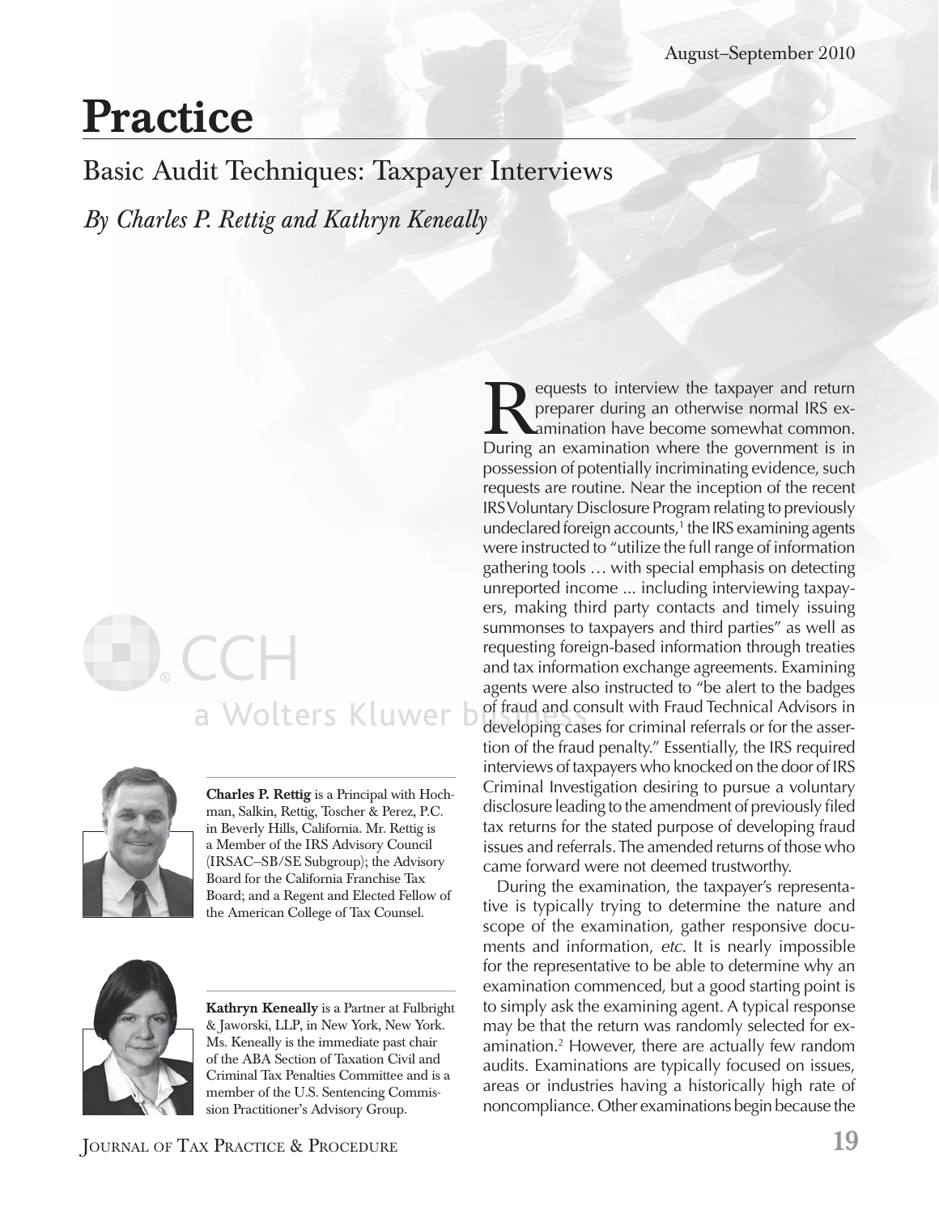# Practice

## Basic Audit Techniques: Taxpayer Interviews

*By Charles P. Rettig and Kathryn Keneally*

**Charles P. Rettig** is a Principal with Hochman, Salkin, Rettig, Toscher & Perez, P.C. in Beverly Hills, California. Mr. Rettig is a Member of the IRS Advisory Council (IRSAC–SB/SE Subgroup); the Advisory Board for the California Franchise Tax Board; and a Regent and Elected Fellow of the American College of Tax Counsel.

**Kathryn Keneally** is a Partner at Fulbright & Jaworski, LLP, in New York, New York. Ms. Keneally is the immediate past chair of the ABA Section of Taxation Civil and Criminal Tax Penalties Committee and is a member of the U.S. Sentencing Commission Practitioner's Advisory Group.

Requests to interview the taxpayer and return preparer during an otherwise normal IRS examination have become somewhat common. During an examination where the government is in possession of potentially incriminating evidence, such requests are routine. Near the inception of the recent IRS Voluntary Disclosure Program relating to previously undeclared foreign accounts,[1] the IRS examining agents were instructed to "utilize the full range of information gathering tools … with special emphasis on detecting unreported income ... including interviewing taxpayers, making third party contacts and timely issuing summonses to taxpayers and third parties" as well as requesting foreign-based information through treaties and tax information exchange agreements. Examining agents were also instructed to "be alert to the badges of fraud and consult with Fraud Technical Advisors in developing cases for criminal referrals or for the assertion of the fraud penalty." Essentially, the IRS required interviews of taxpayers who knocked on the door of IRS Criminal Investigation desiring to pursue a voluntary disclosure leading to the amendment of previously filed tax returns for the stated purpose of developing fraud issues and referrals. The amended returns of those who came forward were not deemed trustworthy.

During the examination, the taxpayer's representative is typically trying to determine the nature and scope of the examination, gather responsive documents and information, *etc.* It is nearly impossible for the representative to be able to determine why an examination commenced, but a good starting point is to simply ask the examining agent. A typical response may be that the return was randomly selected for examination.[2] However, there are actually few random audits. Examinations are typically focused on issues, areas or industries having a historically high rate of noncompliance. Other examinations begin because the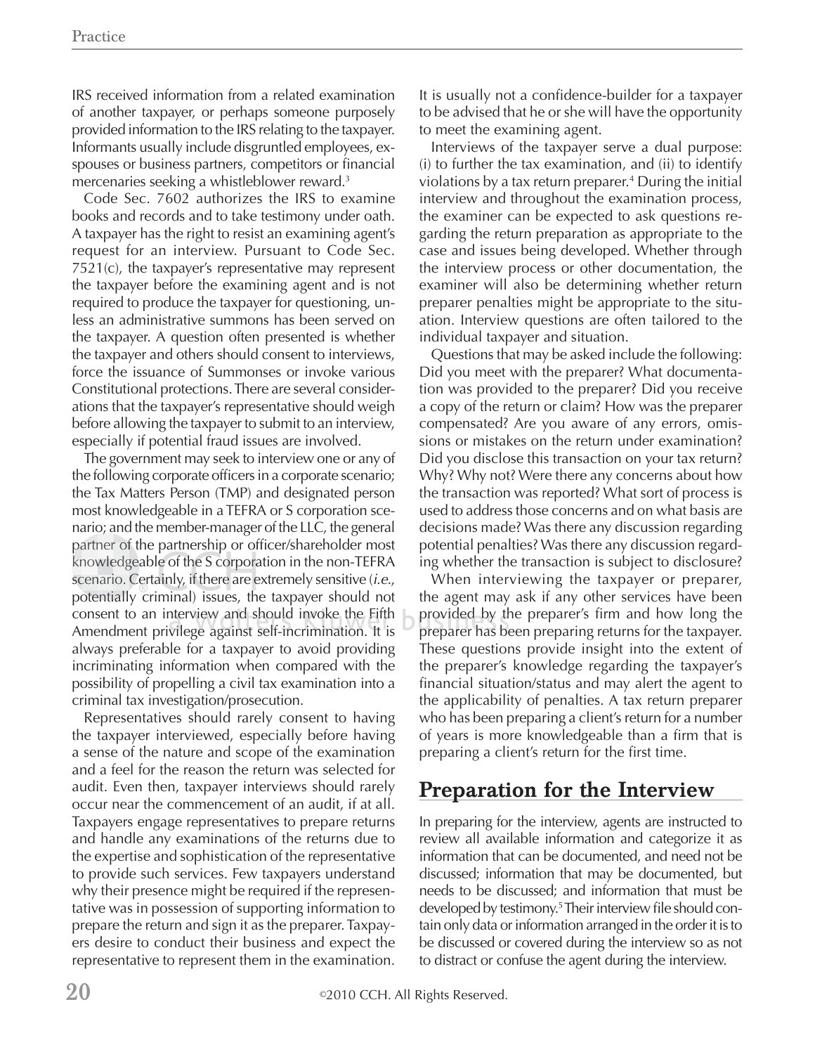IRS received information from a related examination of another taxpayer, or perhaps someone purposely provided information to the IRS relating to the taxpayer. Informants usually include disgruntled employees, ex-spouses or business partners, competitors or financial mercenaries seeking a whistleblower reward.[3]

Code Sec. 7602 authorizes the IRS to examine books and records and to take testimony under oath. A taxpayer has the right to resist an examining agent's request for an interview. Pursuant to Code Sec. 7521(c), the taxpayer's representative may represent the taxpayer before the examining agent and is not required to produce the taxpayer for questioning, unless an administrative summons has been served on the taxpayer. A question often presented is whether the taxpayer and others should consent to interviews, force the issuance of Summonses or invoke various Constitutional protections. There are several considerations that the taxpayer's representative should weigh before allowing the taxpayer to submit to an interview, especially if potential fraud issues are involved.

The government may seek to interview one or any of the following corporate officers in a corporate scenario; the Tax Matters Person (TMP) and designated person most knowledgeable in a TEFRA or S corporation scenario; and the member-manager of the LLC, the general partner of the partnership or officer/shareholder most knowledgeable of the S corporation in the non-TEFRA scenario. Certainly, if there are extremely sensitive (*i.e.*, potentially criminal) issues, the taxpayer should not consent to an interview and should invoke the Fifth Amendment privilege against self-incrimination. It is always preferable for a taxpayer to avoid providing incriminating information when compared with the possibility of propelling a civil tax examination into a criminal tax investigation/prosecution.

Representatives should rarely consent to having the taxpayer interviewed, especially before having a sense of the nature and scope of the examination and a feel for the reason the return was selected for audit. Even then, taxpayer interviews should rarely occur near the commencement of an audit, if at all. Taxpayers engage representatives to prepare returns and handle any examinations of the returns due to the expertise and sophistication of the representative to provide such services. Few taxpayers understand why their presence might be required if the representative was in possession of supporting information to prepare the return and sign it as the preparer. Taxpayers desire to conduct their business and expect the representative to represent them in the examination. It is usually not a confidence-builder for a taxpayer to be advised that he or she will have the opportunity to meet the examining agent.

Interviews of the taxpayer serve a dual purpose: (i) to further the tax examination, and (ii) to identify violations by a tax return preparer.[4] During the initial interview and throughout the examination process, the examiner can be expected to ask questions regarding the return preparation as appropriate to the case and issues being developed. Whether through the interview process or other documentation, the examiner will also be determining whether return preparer penalties might be appropriate to the situation. Interview questions are often tailored to the individual taxpayer and situation.

Questions that may be asked include the following: Did you meet with the preparer? What documentation was provided to the preparer? Did you receive a copy of the return or claim? How was the preparer compensated? Are you aware of any errors, omissions or mistakes on the return under examination? Did you disclose this transaction on your tax return? Why? Why not? Were there any concerns about how the transaction was reported? What sort of process is used to address those concerns and on what basis are decisions made? Was there any discussion regarding potential penalties? Was there any discussion regarding whether the transaction is subject to disclosure?

When interviewing the taxpayer or preparer, the agent may ask if any other services have been provided by the preparer's firm and how long the preparer has been preparing returns for the taxpayer. These questions provide insight into the extent of the preparer's knowledge regarding the taxpayer's financial situation/status and may alert the agent to the applicability of penalties. A tax return preparer who has been preparing a client's return for a number of years is more knowledgeable than a firm that is preparing a client's return for the first time.

## Preparation for the Interview

In preparing for the interview, agents are instructed to review all available information and categorize it as information that can be documented, and need not be discussed; information that may be documented, but needs to be discussed; and information that must be developed by testimony.[5] Their interview file should contain only data or information arranged in the order it is to be discussed or covered during the interview so as not to distract or confuse the agent during the interview.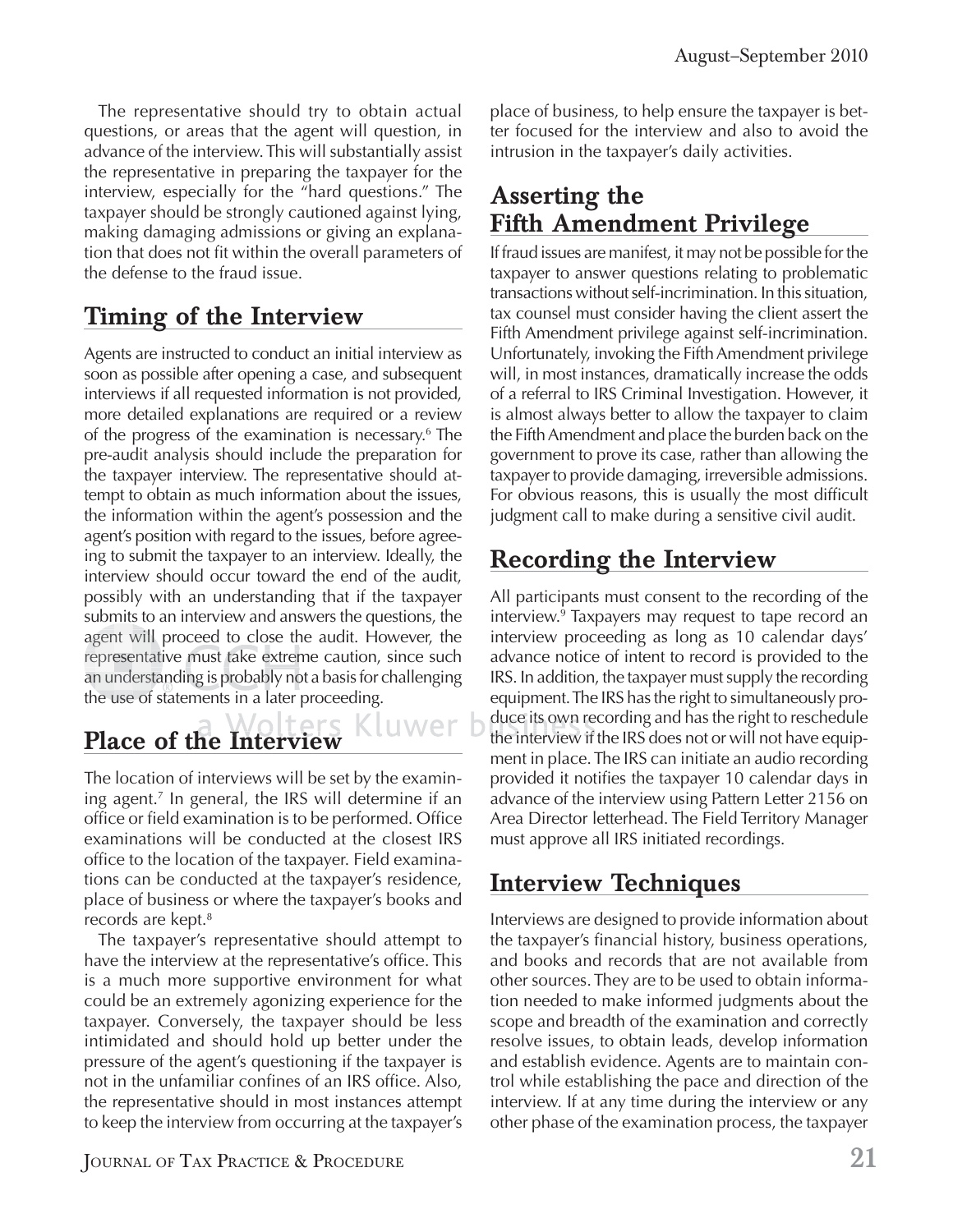The representative should try to obtain actual questions, or areas that the agent will question, in advance of the interview. This will substantially assist the representative in preparing the taxpayer for the interview, especially for the "hard questions." The taxpayer should be strongly cautioned against lying, making damaging admissions or giving an explanation that does not fit within the overall parameters of the defense to the fraud issue.

## Timing of the Interview

Agents are instructed to conduct an initial interview as soon as possible after opening a case, and subsequent interviews if all requested information is not provided, more detailed explanations are required or a review of the progress of the examination is necessary.[6] The pre-audit analysis should include the preparation for the taxpayer interview. The representative should attempt to obtain as much information about the issues, the information within the agent's possession and the agent's position with regard to the issues, before agreeing to submit the taxpayer to an interview. Ideally, the interview should occur toward the end of the audit, possibly with an understanding that if the taxpayer submits to an interview and answers the questions, the agent will proceed to close the audit. However, the representative must take extreme caution, since such an understanding is probably not a basis for challenging the use of statements in a later proceeding.

## Place of the Interview

The location of interviews will be set by the examining agent.[7] In general, the IRS will determine if an office or field examination is to be performed. Office examinations will be conducted at the closest IRS office to the location of the taxpayer. Field examinations can be conducted at the taxpayer's residence, place of business or where the taxpayer's books and records are kept.[8]

The taxpayer's representative should attempt to have the interview at the representative's office. This is a much more supportive environment for what could be an extremely agonizing experience for the taxpayer. Conversely, the taxpayer should be less intimidated and should hold up better under the pressure of the agent's questioning if the taxpayer is not in the unfamiliar confines of an IRS office. Also, the representative should in most instances attempt to keep the interview from occurring at the taxpayer's place of business, to help ensure the taxpayer is better focused for the interview and also to avoid the intrusion in the taxpayer's daily activities.

## Asserting the Fifth Amendment Privilege

If fraud issues are manifest, it may not be possible for the taxpayer to answer questions relating to problematic transactions without self-incrimination. In this situation, tax counsel must consider having the client assert the Fifth Amendment privilege against self-incrimination. Unfortunately, invoking the Fifth Amendment privilege will, in most instances, dramatically increase the odds of a referral to IRS Criminal Investigation. However, it is almost always better to allow the taxpayer to claim the Fifth Amendment and place the burden back on the government to prove its case, rather than allowing the taxpayer to provide damaging, irreversible admissions. For obvious reasons, this is usually the most difficult judgment call to make during a sensitive civil audit.

## Recording the Interview

All participants must consent to the recording of the interview.[9] Taxpayers may request to tape record an interview proceeding as long as 10 calendar days' advance notice of intent to record is provided to the IRS. In addition, the taxpayer must supply the recording equipment. The IRS has the right to simultaneously produce its own recording and has the right to reschedule the interview if the IRS does not or will not have equipment in place. The IRS can initiate an audio recording provided it notifies the taxpayer 10 calendar days in advance of the interview using Pattern Letter 2156 on Area Director letterhead. The Field Territory Manager must approve all IRS initiated recordings.

## Interview Techniques

Interviews are designed to provide information about the taxpayer's financial history, business operations, and books and records that are not available from other sources. They are to be used to obtain information needed to make informed judgments about the scope and breadth of the examination and correctly resolve issues, to obtain leads, develop information and establish evidence. Agents are to maintain control while establishing the pace and direction of the interview. If at any time during the interview or any other phase of the examination process, the taxpayer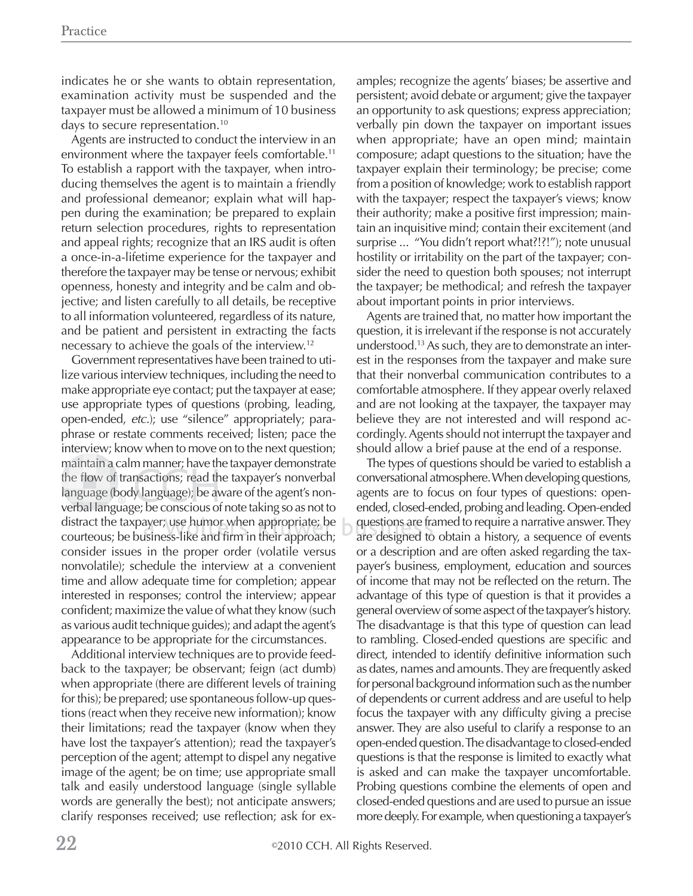indicates he or she wants to obtain representation, examination activity must be suspended and the taxpayer must be allowed a minimum of 10 business days to secure representation.[10]

Agents are instructed to conduct the interview in an environment where the taxpayer feels comfortable.[11] To establish a rapport with the taxpayer, when introducing themselves the agent is to maintain a friendly and professional demeanor; explain what will happen during the examination; be prepared to explain return selection procedures, rights to representation and appeal rights; recognize that an IRS audit is often a once-in-a-lifetime experience for the taxpayer and therefore the taxpayer may be tense or nervous; exhibit openness, honesty and integrity and be calm and objective; and listen carefully to all details, be receptive to all information volunteered, regardless of its nature, and be patient and persistent in extracting the facts necessary to achieve the goals of the interview.[12]

Government representatives have been trained to utilize various interview techniques, including the need to make appropriate eye contact; put the taxpayer at ease; use appropriate types of questions (probing, leading, open-ended, *etc.*); use "silence" appropriately; paraphrase or restate comments received; listen; pace the interview; know when to move on to the next question; maintain a calm manner; have the taxpayer demonstrate the flow of transactions; read the taxpayer's nonverbal language (body language); be aware of the agent's nonverbal language; be conscious of note taking so as not to distract the taxpayer; use humor when appropriate; be courteous; be business-like and firm in their approach; consider issues in the proper order (volatile versus nonvolatile); schedule the interview at a convenient time and allow adequate time for completion; appear interested in responses; control the interview; appear confident; maximize the value of what they know (such as various audit technique guides); and adapt the agent's appearance to be appropriate for the circumstances.

Additional interview techniques are to provide feedback to the taxpayer; be observant; feign (act dumb) when appropriate (there are different levels of training for this); be prepared; use spontaneous follow-up questions (react when they receive new information); know their limitations; read the taxpayer (know when they have lost the taxpayer's attention); read the taxpayer's perception of the agent; attempt to dispel any negative image of the agent; be on time; use appropriate small talk and easily understood language (single syllable words are generally the best); not anticipate answers; clarify responses received; use reflection; ask for examples; recognize the agents' biases; be assertive and persistent; avoid debate or argument; give the taxpayer an opportunity to ask questions; express appreciation; verbally pin down the taxpayer on important issues when appropriate; have an open mind; maintain composure; adapt questions to the situation; have the taxpayer explain their terminology; be precise; come from a position of knowledge; work to establish rapport with the taxpayer; respect the taxpayer's views; know their authority; make a positive first impression; maintain an inquisitive mind; contain their excitement (and surprise ... "You didn't report what?!?!"); note unusual hostility or irritability on the part of the taxpayer; consider the need to question both spouses; not interrupt the taxpayer; be methodical; and refresh the taxpayer about important points in prior interviews.

Agents are trained that, no matter how important the question, it is irrelevant if the response is not accurately understood.[13] As such, they are to demonstrate an interest in the responses from the taxpayer and make sure that their nonverbal communication contributes to a comfortable atmosphere. If they appear overly relaxed and are not looking at the taxpayer, the taxpayer may believe they are not interested and will respond accordingly. Agents should not interrupt the taxpayer and should allow a brief pause at the end of a response.

The types of questions should be varied to establish a conversational atmosphere. When developing questions, agents are to focus on four types of questions: open-ended, closed-ended, probing and leading. Open-ended questions are framed to require a narrative answer. They are designed to obtain a history, a sequence of events or a description and are often asked regarding the taxpayer's business, employment, education and sources of income that may not be reflected on the return. The advantage of this type of question is that it provides a general overview of some aspect of the taxpayer's history. The disadvantage is that this type of question can lead to rambling. Closed-ended questions are specific and direct, intended to identify definitive information such as dates, names and amounts. They are frequently asked for personal background information such as the number of dependents or current address and are useful to help focus the taxpayer with any difficulty giving a precise answer. They are also useful to clarify a response to an open-ended question. The disadvantage to closed-ended questions is that the response is limited to exactly what is asked and can make the taxpayer uncomfortable. Probing questions combine the elements of open and closed-ended questions and are used to pursue an issue more deeply. For example, when questioning a taxpayer's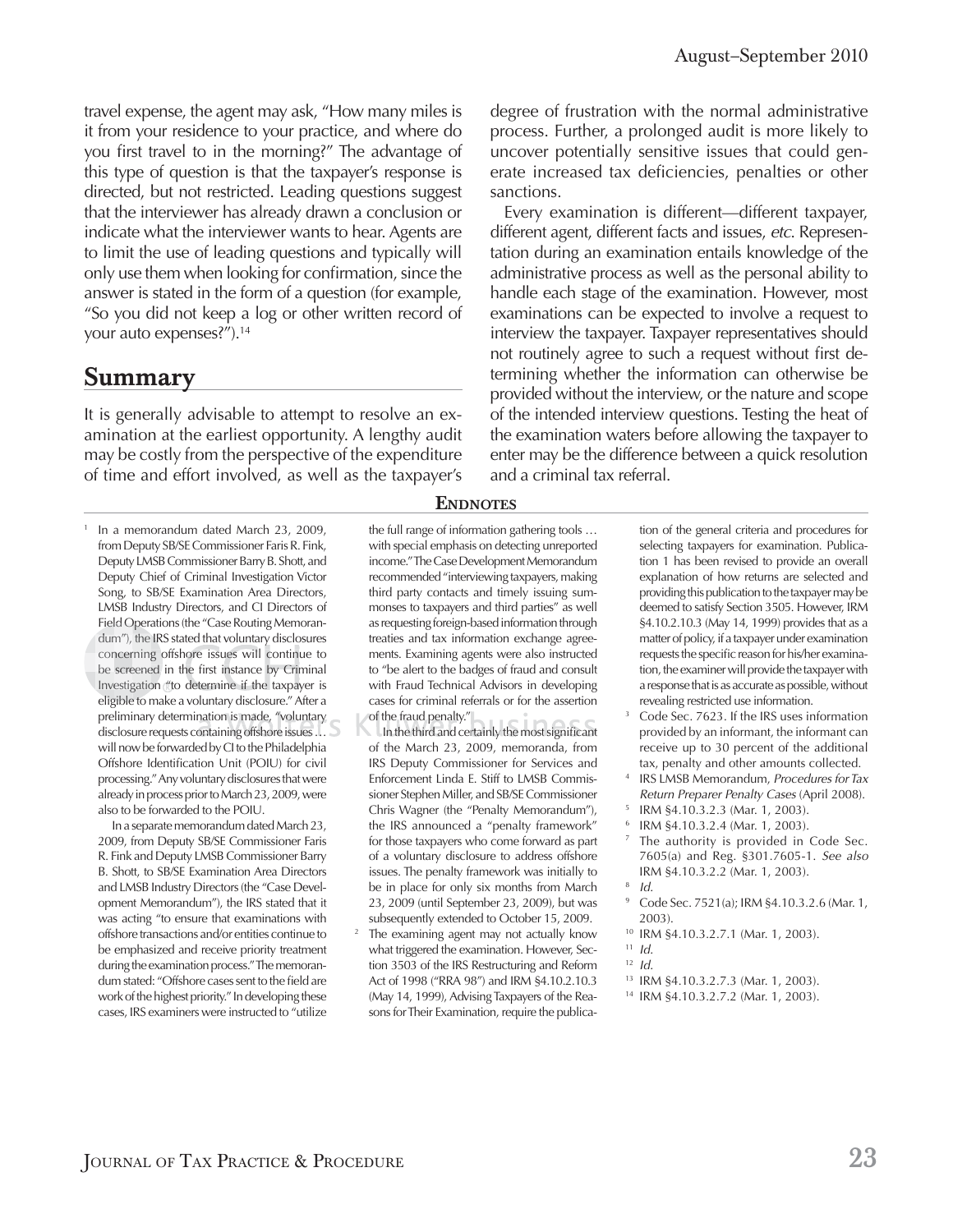travel expense, the agent may ask, "How many miles is it from your residence to your practice, and where do you first travel to in the morning?" The advantage of this type of question is that the taxpayer's response is directed, but not restricted. Leading questions suggest that the interviewer has already drawn a conclusion or indicate what the interviewer wants to hear. Agents are to limit the use of leading questions and typically will only use them when looking for confirmation, since the answer is stated in the form of a question (for example, "So you did not keep a log or other written record of your auto expenses?").[14]

## Summary

It is generally advisable to attempt to resolve an examination at the earliest opportunity. A lengthy audit may be costly from the perspective of the expenditure of time and effort involved, as well as the taxpayer's degree of frustration with the normal administrative process. Further, a prolonged audit is more likely to uncover potentially sensitive issues that could generate increased tax deficiencies, penalties or other sanctions.

Every examination is different—different taxpayer, different agent, different facts and issues, *etc*. Representation during an examination entails knowledge of the administrative process as well as the personal ability to handle each stage of the examination. However, most examinations can be expected to involve a request to interview the taxpayer. Taxpayer representatives should not routinely agree to such a request without first determining whether the information can otherwise be provided without the interview, or the nature and scope of the intended interview questions. Testing the heat of the examination waters before allowing the taxpayer to enter may be the difference between a quick resolution and a criminal tax referral.

## Endnotes

1. In a memorandum dated March 23, 2009, from Deputy SB/SE Commissioner Faris R. Fink, Deputy LMSB Commissioner Barry B. Shott, and Deputy Chief of Criminal Investigation Victor Song, to SB/SE Examination Area Directors, LMSB Industry Directors, and CI Directors of Field Operations (the "Case Routing Memorandum"), the IRS stated that voluntary disclosures concerning offshore issues will continue to be screened in the first instance by Criminal Investigation "to determine if the taxpayer is eligible to make a voluntary disclosure." After a preliminary determination is made, "voluntary disclosure requests containing offshore issues … will now be forwarded by CI to the Philadelphia Offshore Identification Unit (POIU) for civil processing." Any voluntary disclosures that were already in process prior to March 23, 2009, were also to be forwarded to the POIU.

   In a separate memorandum dated March 23, 2009, from Deputy SB/SE Commissioner Faris R. Fink and Deputy LMSB Commissioner Barry B. Shott, to SB/SE Examination Area Directors and LMSB Industry Directors (the "Case Development Memorandum"), the IRS stated that it was acting "to ensure that examinations with offshore transactions and/or entities continue to be emphasized and receive priority treatment during the examination process." The memorandum stated: "Offshore cases sent to the field are work of the highest priority." In developing these cases, IRS examiners were instructed to "utilize the full range of information gathering tools … with special emphasis on detecting unreported income." The Case Development Memorandum recommended "interviewing taxpayers, making third party contacts and timely issuing summonses to taxpayers and third parties" as well as requesting foreign-based information through treaties and tax information exchange agreements. Examining agents were also instructed to "be alert to the badges of fraud and consult with Fraud Technical Advisors in developing cases for criminal referrals or for the assertion of the fraud penalty."

   In the third and certainly the most significant of the March 23, 2009, memoranda, from IRS Deputy Commissioner for Services and Enforcement Linda E. Stiff to LMSB Commissioner Stephen Miller, and SB/SE Commissioner Chris Wagner (the "Penalty Memorandum"), the IRS announced a "penalty framework" for those taxpayers who come forward as part of a voluntary disclosure to address offshore issues. The penalty framework was initially to be in place for only six months from March 23, 2009 (until September 23, 2009), but was subsequently extended to October 15, 2009.
2. The examining agent may not actually know what triggered the examination. However, Section 3503 of the IRS Restructuring and Reform Act of 1998 ("RRA 98") and IRM §4.10.2.10.3 (May 14, 1999), Advising Taxpayers of the Reasons for Their Examination, require the publication of the general criteria and procedures for selecting taxpayers for examination. Publication 1 has been revised to provide an overall explanation of how returns are selected and providing this publication to the taxpayer may be deemed to satisfy Section 3505. However, IRM §4.10.2.10.3 (May 14, 1999) provides that as a matter of policy, if a taxpayer under examination requests the specific reason for his/her examination, the examiner will provide the taxpayer with a response that is as accurate as possible, without revealing restricted use information.
3. Code Sec. 7623. If the IRS uses information provided by an informant, the informant can receive up to 30 percent of the additional tax, penalty and other amounts collected.
4. IRS LMSB Memorandum, *Procedures for Tax Return Preparer Penalty Cases* (April 2008).
5. IRM §4.10.3.2.3 (Mar. 1, 2003).
6. IRM §4.10.3.2.4 (Mar. 1, 2003).
7. The authority is provided in Code Sec. 7605(a) and Reg. §301.7605-1. *See also* IRM §4.10.3.2.2 (Mar. 1, 2003).
8. *Id.*
9. Code Sec. 7521(a); IRM §4.10.3.2.6 (Mar. 1, 2003).
10. IRM §4.10.3.2.7.1 (Mar. 1, 2003).
11. *Id.*
12. *Id.*
13. IRM §4.10.3.2.7.3 (Mar. 1, 2003).
14. IRM §4.10.3.2.7.2 (Mar. 1, 2003).